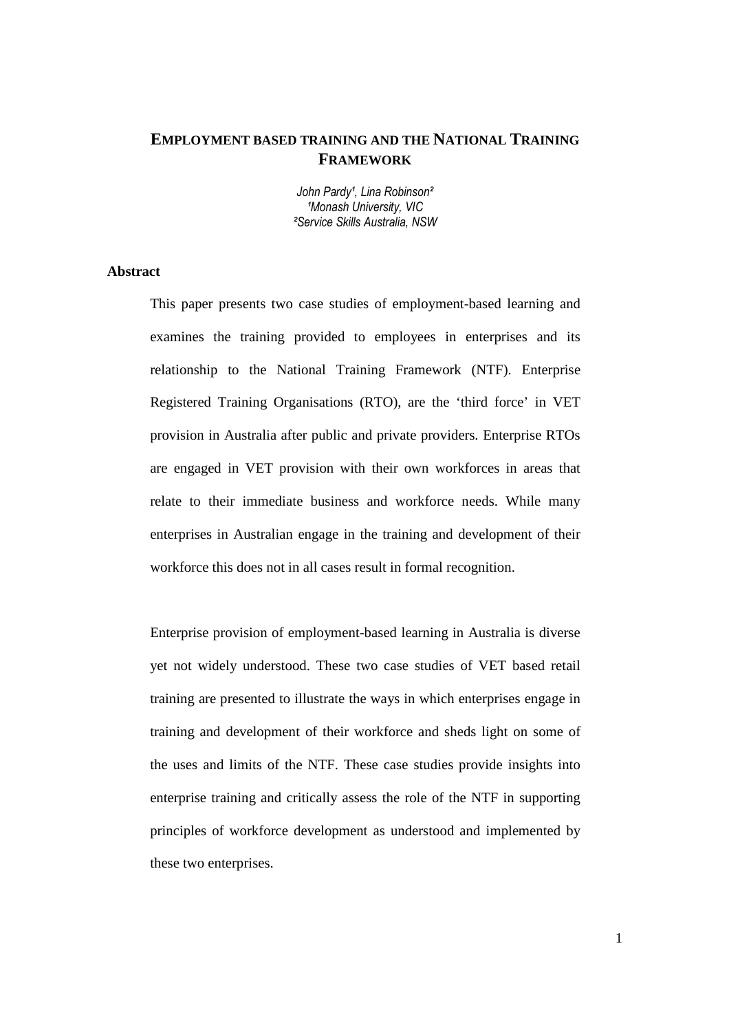# EMPLOYMENT BASED TRAINING AND THE NATIONAL TRAINING FRAMEWORK

*John Pardy[1], Lina Robinson[2]*
*[1]Monash University, VIC*
*[2]Service Skills Australia, NSW*

## Abstract

This paper presents two case studies of employment-based learning and examines the training provided to employees in enterprises and its relationship to the National Training Framework (NTF). Enterprise Registered Training Organisations (RTO), are the 'third force' in VET provision in Australia after public and private providers. Enterprise RTOs are engaged in VET provision with their own workforces in areas that relate to their immediate business and workforce needs. While many enterprises in Australian engage in the training and development of their workforce this does not in all cases result in formal recognition.

Enterprise provision of employment-based learning in Australia is diverse yet not widely understood. These two case studies of VET based retail training are presented to illustrate the ways in which enterprises engage in training and development of their workforce and sheds light on some of the uses and limits of the NTF. These case studies provide insights into enterprise training and critically assess the role of the NTF in supporting principles of workforce development as understood and implemented by these two enterprises.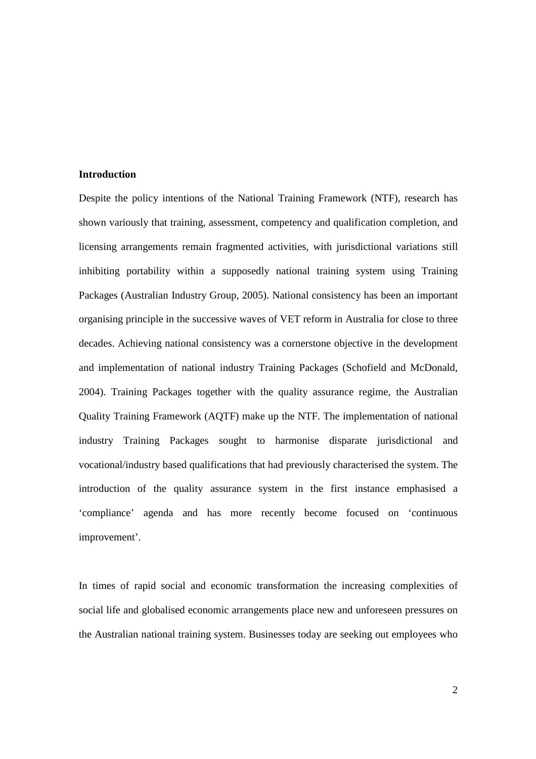**Introduction**

Despite the policy intentions of the National Training Framework (NTF), research has shown variously that training, assessment, competency and qualification completion, and licensing arrangements remain fragmented activities, with jurisdictional variations still inhibiting portability within a supposedly national training system using Training Packages (Australian Industry Group, 2005). National consistency has been an important organising principle in the successive waves of VET reform in Australia for close to three decades. Achieving national consistency was a cornerstone objective in the development and implementation of national industry Training Packages (Schofield and McDonald, 2004). Training Packages together with the quality assurance regime, the Australian Quality Training Framework (AQTF) make up the NTF. The implementation of national industry Training Packages sought to harmonise disparate jurisdictional and vocational/industry based qualifications that had previously characterised the system. The introduction of the quality assurance system in the first instance emphasised a 'compliance' agenda and has more recently become focused on 'continuous improvement'.

In times of rapid social and economic transformation the increasing complexities of social life and globalised economic arrangements place new and unforeseen pressures on the Australian national training system. Businesses today are seeking out employees who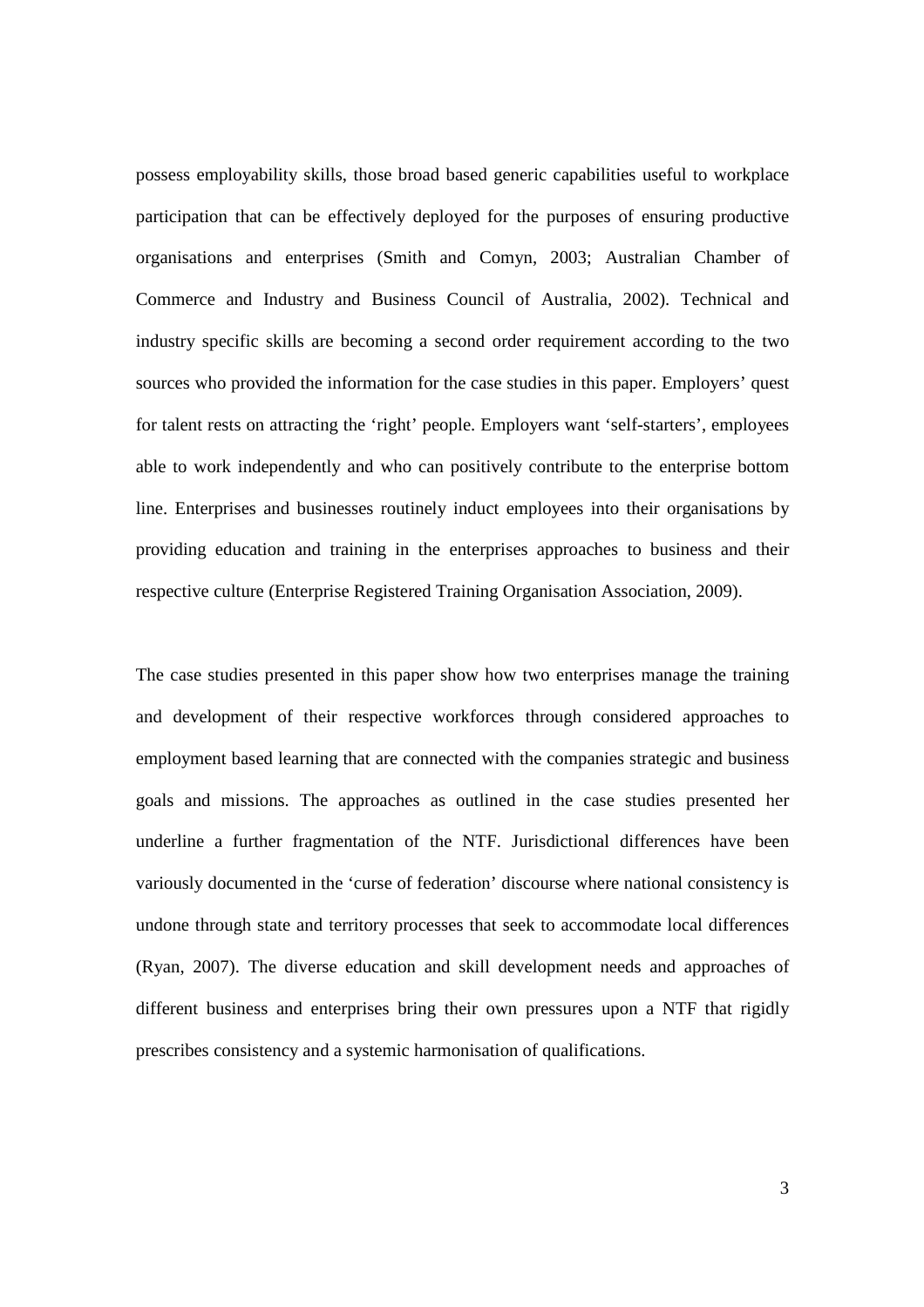possess employability skills, those broad based generic capabilities useful to workplace participation that can be effectively deployed for the purposes of ensuring productive organisations and enterprises (Smith and Comyn, 2003; Australian Chamber of Commerce and Industry and Business Council of Australia, 2002). Technical and industry specific skills are becoming a second order requirement according to the two sources who provided the information for the case studies in this paper. Employers' quest for talent rests on attracting the 'right' people. Employers want 'self-starters', employees able to work independently and who can positively contribute to the enterprise bottom line. Enterprises and businesses routinely induct employees into their organisations by providing education and training in the enterprises approaches to business and their respective culture (Enterprise Registered Training Organisation Association, 2009).

The case studies presented in this paper show how two enterprises manage the training and development of their respective workforces through considered approaches to employment based learning that are connected with the companies strategic and business goals and missions. The approaches as outlined in the case studies presented her underline a further fragmentation of the NTF. Jurisdictional differences have been variously documented in the 'curse of federation' discourse where national consistency is undone through state and territory processes that seek to accommodate local differences (Ryan, 2007). The diverse education and skill development needs and approaches of different business and enterprises bring their own pressures upon a NTF that rigidly prescribes consistency and a systemic harmonisation of qualifications.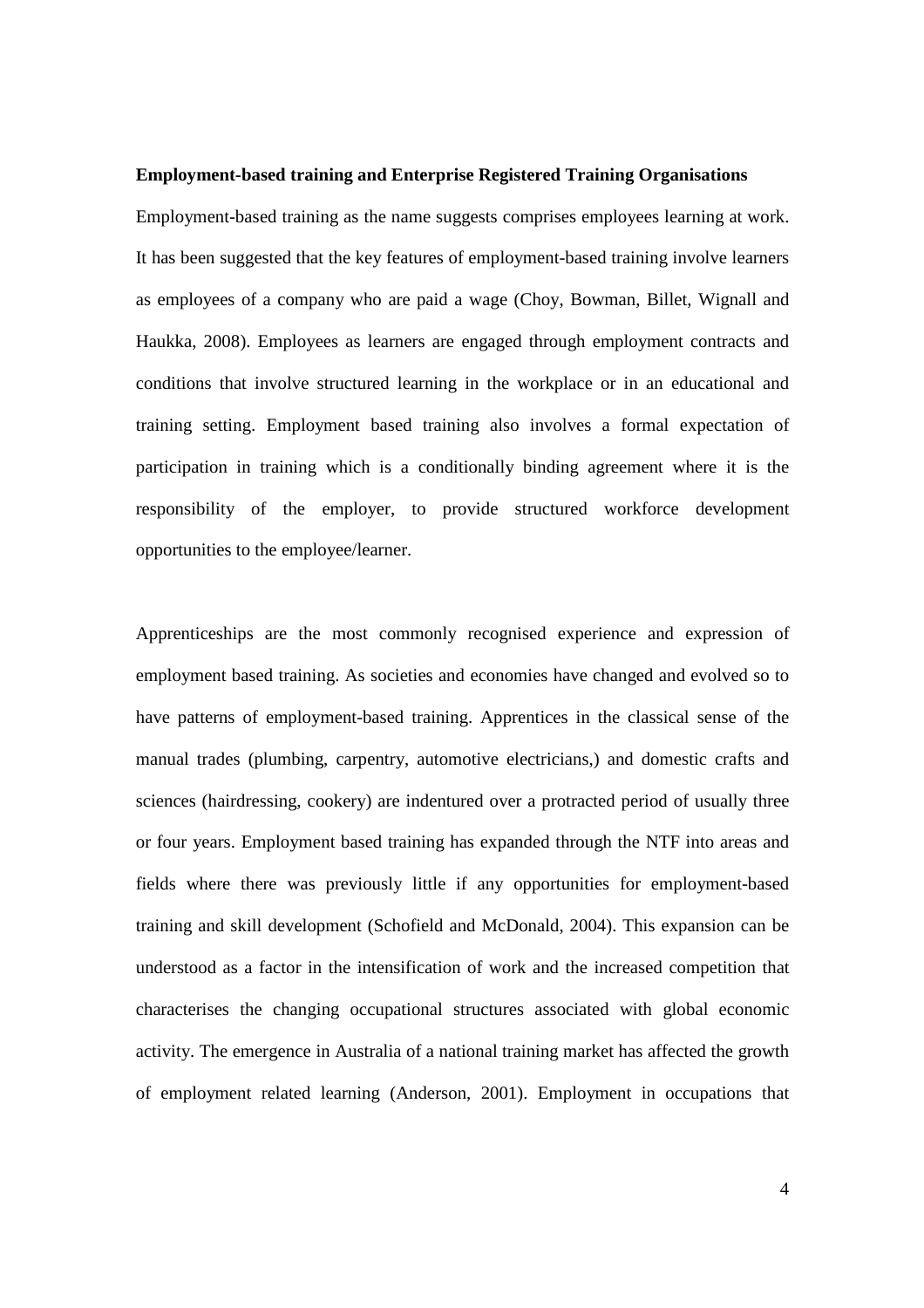**Employment-based training and Enterprise Registered Training Organisations**

Employment-based training as the name suggests comprises employees learning at work. It has been suggested that the key features of employment-based training involve learners as employees of a company who are paid a wage (Choy, Bowman, Billet, Wignall and Haukka, 2008). Employees as learners are engaged through employment contracts and conditions that involve structured learning in the workplace or in an educational and training setting. Employment based training also involves a formal expectation of participation in training which is a conditionally binding agreement where it is the responsibility of the employer, to provide structured workforce development opportunities to the employee/learner.

Apprenticeships are the most commonly recognised experience and expression of employment based training. As societies and economies have changed and evolved so to have patterns of employment-based training. Apprentices in the classical sense of the manual trades (plumbing, carpentry, automotive electricians,) and domestic crafts and sciences (hairdressing, cookery) are indentured over a protracted period of usually three or four years. Employment based training has expanded through the NTF into areas and fields where there was previously little if any opportunities for employment-based training and skill development (Schofield and McDonald, 2004). This expansion can be understood as a factor in the intensification of work and the increased competition that characterises the changing occupational structures associated with global economic activity. The emergence in Australia of a national training market has affected the growth of employment related learning (Anderson, 2001). Employment in occupations that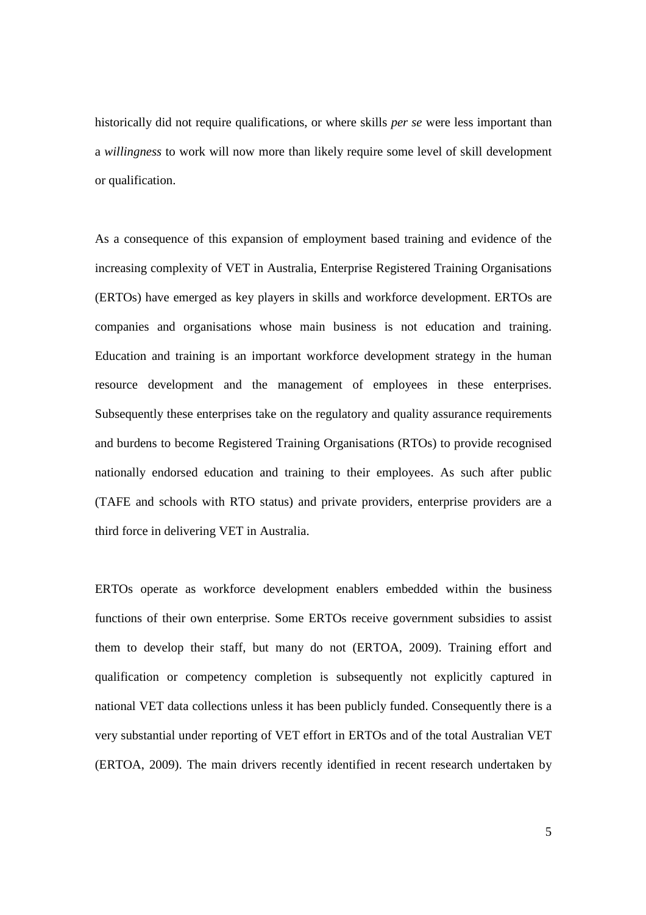historically did not require qualifications, or where skills *per se* were less important than a *willingness* to work will now more than likely require some level of skill development or qualification.

As a consequence of this expansion of employment based training and evidence of the increasing complexity of VET in Australia, Enterprise Registered Training Organisations (ERTOs) have emerged as key players in skills and workforce development. ERTOs are companies and organisations whose main business is not education and training. Education and training is an important workforce development strategy in the human resource development and the management of employees in these enterprises. Subsequently these enterprises take on the regulatory and quality assurance requirements and burdens to become Registered Training Organisations (RTOs) to provide recognised nationally endorsed education and training to their employees. As such after public (TAFE and schools with RTO status) and private providers, enterprise providers are a third force in delivering VET in Australia.

ERTOs operate as workforce development enablers embedded within the business functions of their own enterprise. Some ERTOs receive government subsidies to assist them to develop their staff, but many do not (ERTOA, 2009). Training effort and qualification or competency completion is subsequently not explicitly captured in national VET data collections unless it has been publicly funded. Consequently there is a very substantial under reporting of VET effort in ERTOs and of the total Australian VET (ERTOA, 2009). The main drivers recently identified in recent research undertaken by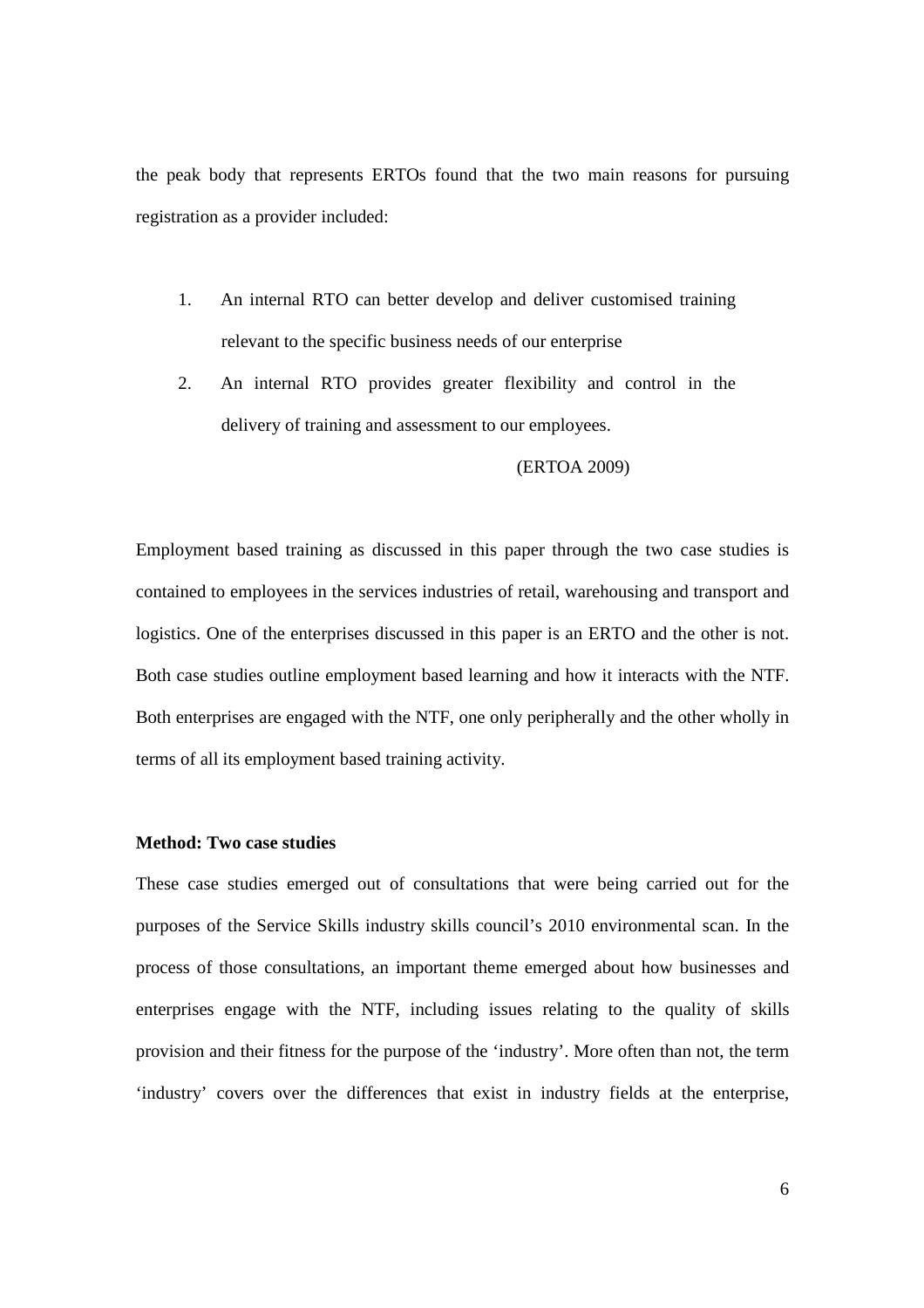the peak body that represents ERTOs found that the two main reasons for pursuing registration as a provider included:

1. An internal RTO can better develop and deliver customised training relevant to the specific business needs of our enterprise
2. An internal RTO provides greater flexibility and control in the delivery of training and assessment to our employees.

(ERTOA 2009)

Employment based training as discussed in this paper through the two case studies is contained to employees in the services industries of retail, warehousing and transport and logistics. One of the enterprises discussed in this paper is an ERTO and the other is not. Both case studies outline employment based learning and how it interacts with the NTF. Both enterprises are engaged with the NTF, one only peripherally and the other wholly in terms of all its employment based training activity.

**Method: Two case studies**

These case studies emerged out of consultations that were being carried out for the purposes of the Service Skills industry skills council's 2010 environmental scan. In the process of those consultations, an important theme emerged about how businesses and enterprises engage with the NTF, including issues relating to the quality of skills provision and their fitness for the purpose of the 'industry'. More often than not, the term 'industry' covers over the differences that exist in industry fields at the enterprise,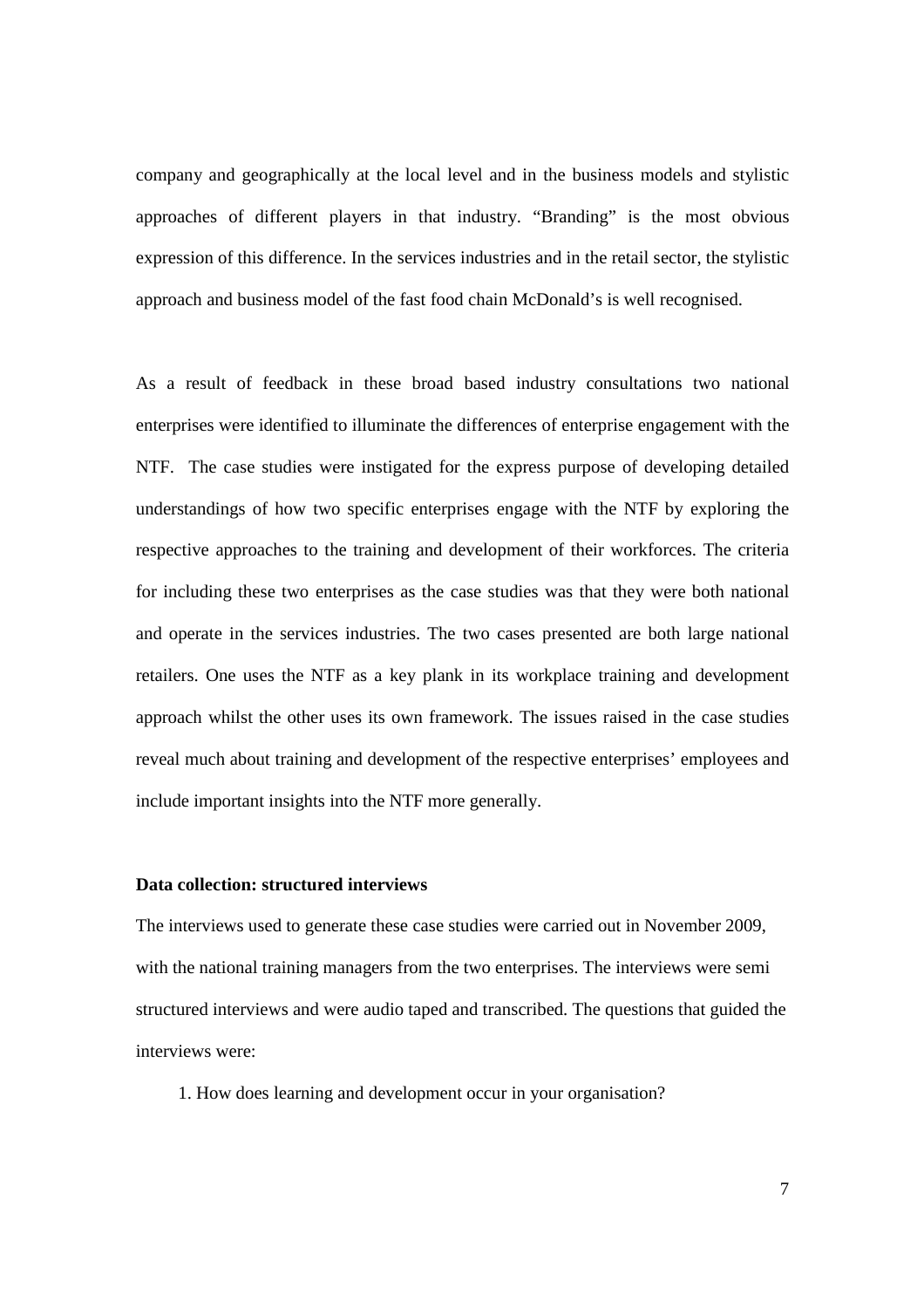company and geographically at the local level and in the business models and stylistic approaches of different players in that industry. "Branding" is the most obvious expression of this difference. In the services industries and in the retail sector, the stylistic approach and business model of the fast food chain McDonald's is well recognised.

As a result of feedback in these broad based industry consultations two national enterprises were identified to illuminate the differences of enterprise engagement with the NTF. The case studies were instigated for the express purpose of developing detailed understandings of how two specific enterprises engage with the NTF by exploring the respective approaches to the training and development of their workforces. The criteria for including these two enterprises as the case studies was that they were both national and operate in the services industries. The two cases presented are both large national retailers. One uses the NTF as a key plank in its workplace training and development approach whilst the other uses its own framework. The issues raised in the case studies reveal much about training and development of the respective enterprises' employees and include important insights into the NTF more generally.

**Data collection: structured interviews**

The interviews used to generate these case studies were carried out in November 2009, with the national training managers from the two enterprises. The interviews were semi structured interviews and were audio taped and transcribed. The questions that guided the interviews were:

1. How does learning and development occur in your organisation?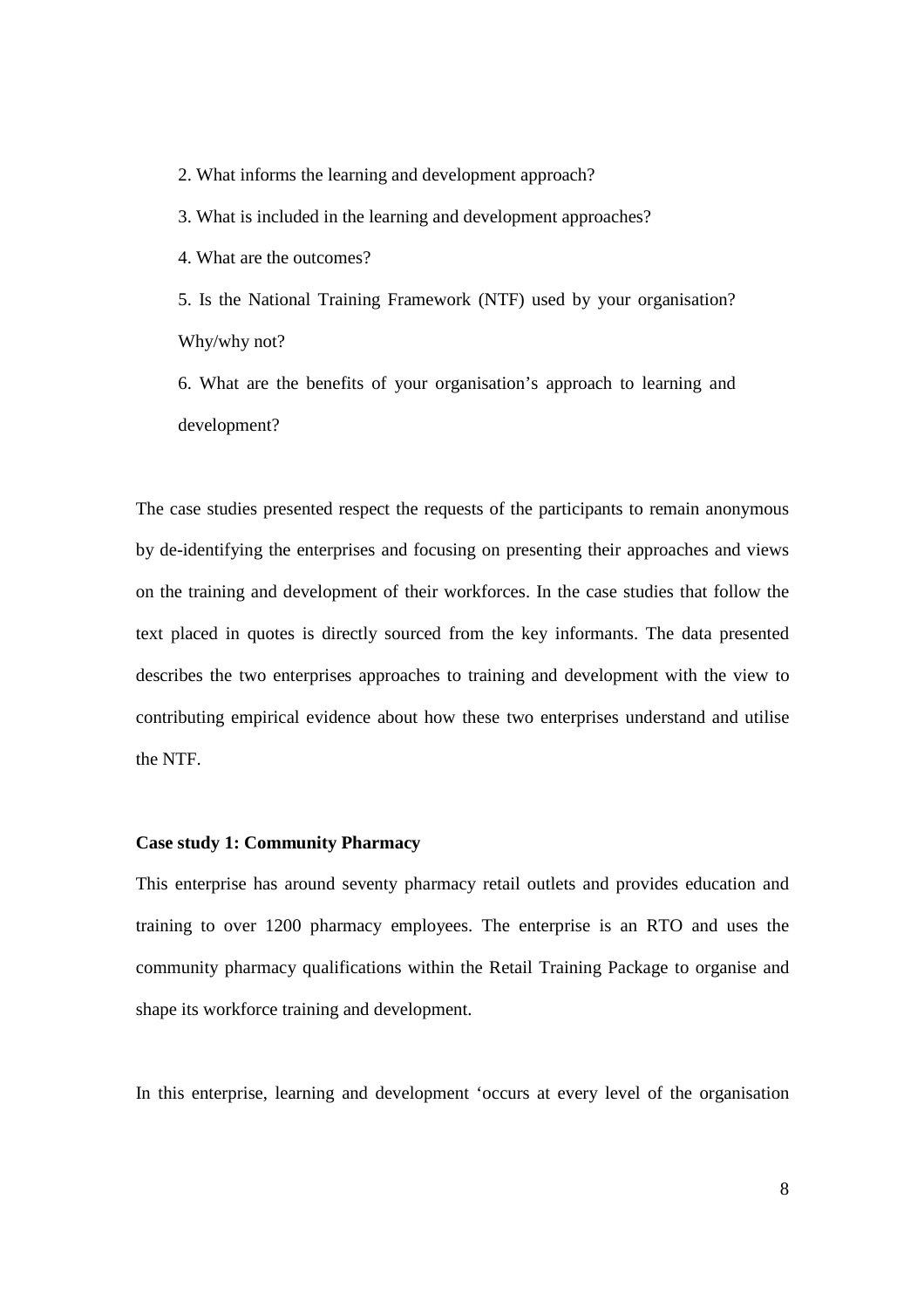2. What informs the learning and development approach?

3. What is included in the learning and development approaches?

4. What are the outcomes?

5. Is the National Training Framework (NTF) used by your organisation? Why/why not?

6. What are the benefits of your organisation's approach to learning and development?

The case studies presented respect the requests of the participants to remain anonymous by de-identifying the enterprises and focusing on presenting their approaches and views on the training and development of their workforces. In the case studies that follow the text placed in quotes is directly sourced from the key informants. The data presented describes the two enterprises approaches to training and development with the view to contributing empirical evidence about how these two enterprises understand and utilise the NTF.

**Case study 1: Community Pharmacy**

This enterprise has around seventy pharmacy retail outlets and provides education and training to over 1200 pharmacy employees. The enterprise is an RTO and uses the community pharmacy qualifications within the Retail Training Package to organise and shape its workforce training and development.

In this enterprise, learning and development 'occurs at every level of the organisation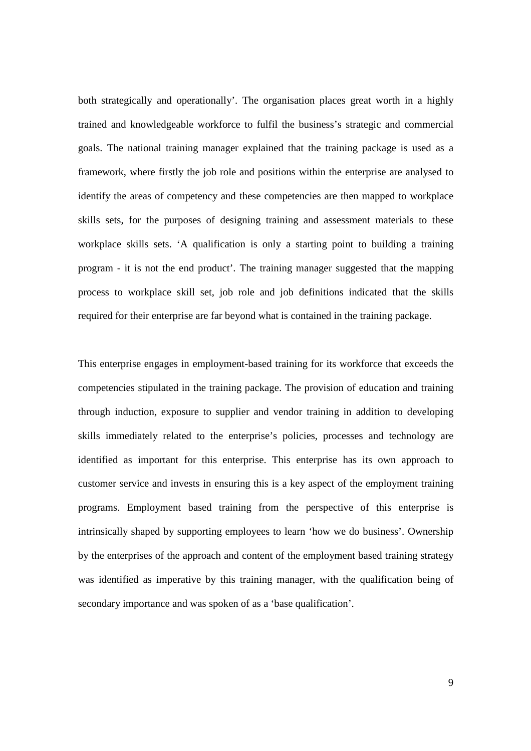both strategically and operationally'. The organisation places great worth in a highly trained and knowledgeable workforce to fulfil the business's strategic and commercial goals. The national training manager explained that the training package is used as a framework, where firstly the job role and positions within the enterprise are analysed to identify the areas of competency and these competencies are then mapped to workplace skills sets, for the purposes of designing training and assessment materials to these workplace skills sets. 'A qualification is only a starting point to building a training program - it is not the end product'. The training manager suggested that the mapping process to workplace skill set, job role and job definitions indicated that the skills required for their enterprise are far beyond what is contained in the training package.

This enterprise engages in employment-based training for its workforce that exceeds the competencies stipulated in the training package. The provision of education and training through induction, exposure to supplier and vendor training in addition to developing skills immediately related to the enterprise's policies, processes and technology are identified as important for this enterprise. This enterprise has its own approach to customer service and invests in ensuring this is a key aspect of the employment training programs. Employment based training from the perspective of this enterprise is intrinsically shaped by supporting employees to learn 'how we do business'. Ownership by the enterprises of the approach and content of the employment based training strategy was identified as imperative by this training manager, with the qualification being of secondary importance and was spoken of as a 'base qualification'.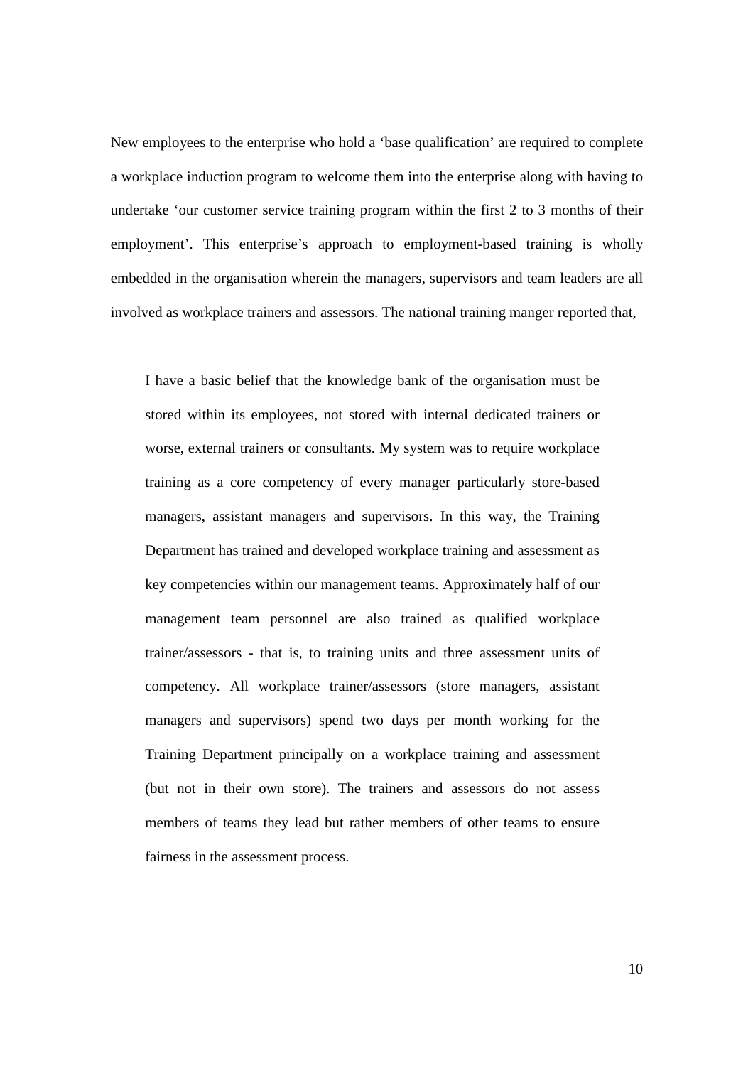New employees to the enterprise who hold a 'base qualification' are required to complete a workplace induction program to welcome them into the enterprise along with having to undertake 'our customer service training program within the first 2 to 3 months of their employment'. This enterprise's approach to employment-based training is wholly embedded in the organisation wherein the managers, supervisors and team leaders are all involved as workplace trainers and assessors. The national training manger reported that,

> I have a basic belief that the knowledge bank of the organisation must be stored within its employees, not stored with internal dedicated trainers or worse, external trainers or consultants. My system was to require workplace training as a core competency of every manager particularly store-based managers, assistant managers and supervisors. In this way, the Training Department has trained and developed workplace training and assessment as key competencies within our management teams. Approximately half of our management team personnel are also trained as qualified workplace trainer/assessors - that is, to training units and three assessment units of competency. All workplace trainer/assessors (store managers, assistant managers and supervisors) spend two days per month working for the Training Department principally on a workplace training and assessment (but not in their own store). The trainers and assessors do not assess members of teams they lead but rather members of other teams to ensure fairness in the assessment process.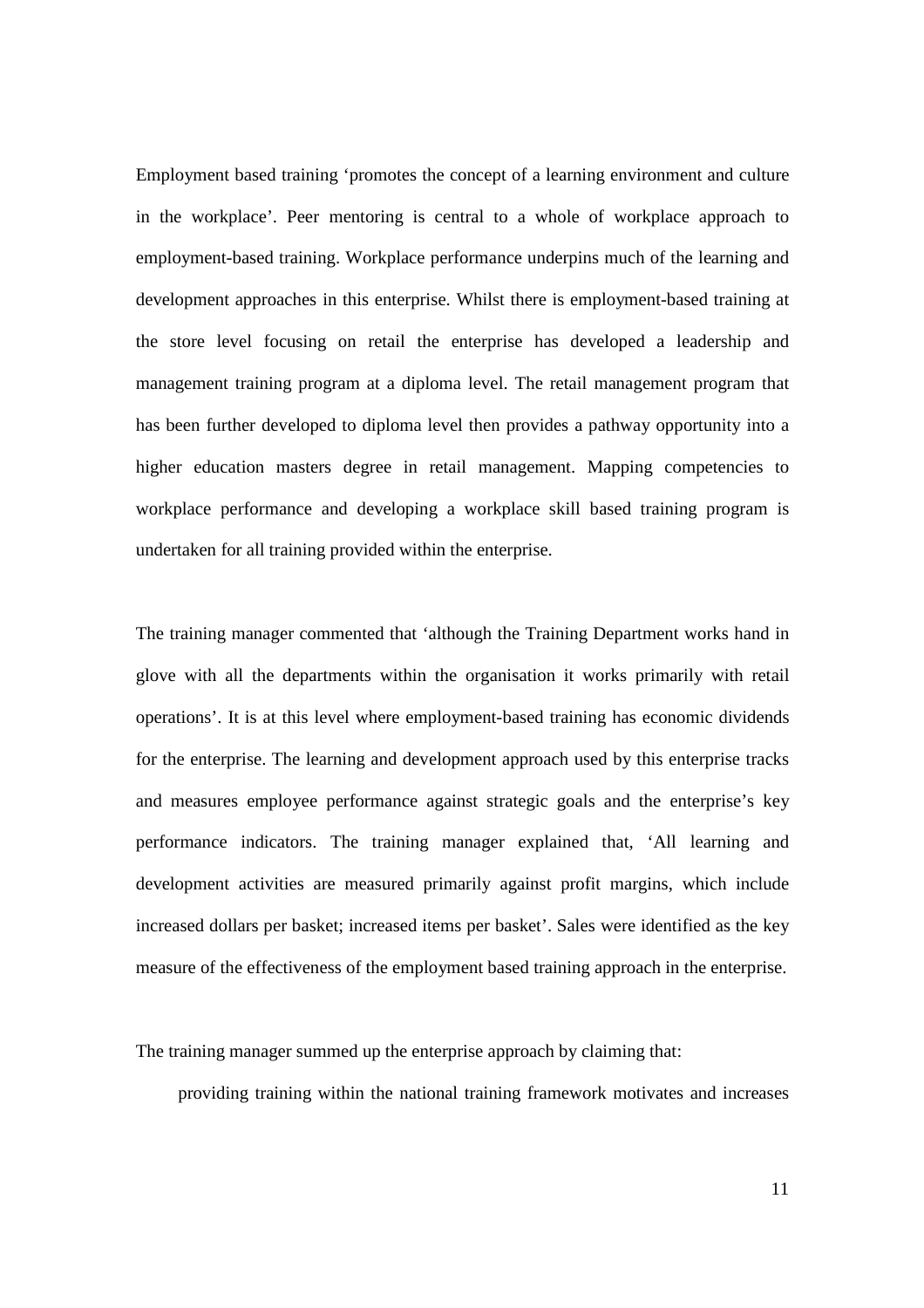Employment based training 'promotes the concept of a learning environment and culture in the workplace'. Peer mentoring is central to a whole of workplace approach to employment-based training. Workplace performance underpins much of the learning and development approaches in this enterprise. Whilst there is employment-based training at the store level focusing on retail the enterprise has developed a leadership and management training program at a diploma level. The retail management program that has been further developed to diploma level then provides a pathway opportunity into a higher education masters degree in retail management. Mapping competencies to workplace performance and developing a workplace skill based training program is undertaken for all training provided within the enterprise.

The training manager commented that 'although the Training Department works hand in glove with all the departments within the organisation it works primarily with retail operations'. It is at this level where employment-based training has economic dividends for the enterprise. The learning and development approach used by this enterprise tracks and measures employee performance against strategic goals and the enterprise's key performance indicators. The training manager explained that, 'All learning and development activities are measured primarily against profit margins, which include increased dollars per basket; increased items per basket'. Sales were identified as the key measure of the effectiveness of the employment based training approach in the enterprise.

The training manager summed up the enterprise approach by claiming that:

> providing training within the national training framework motivates and increases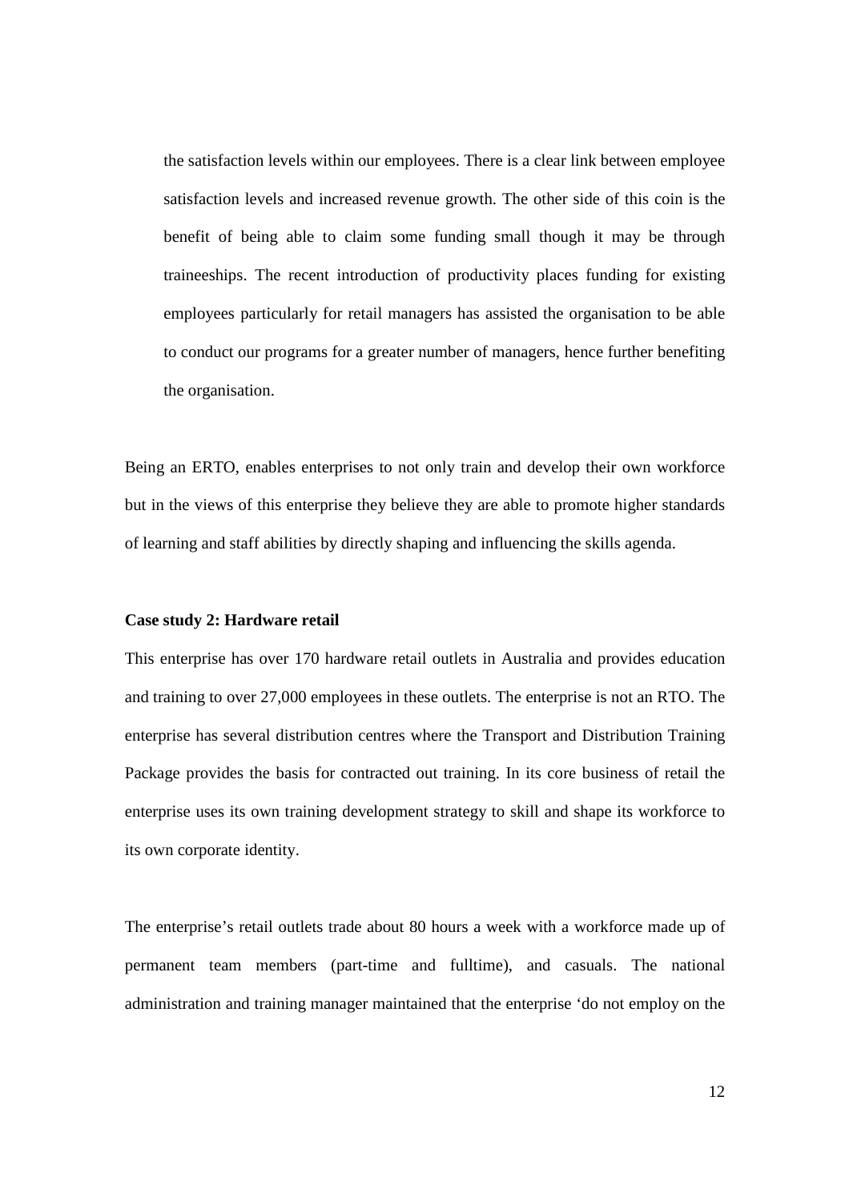> the satisfaction levels within our employees. There is a clear link between employee satisfaction levels and increased revenue growth. The other side of this coin is the benefit of being able to claim some funding small though it may be through traineeships. The recent introduction of productivity places funding for existing employees particularly for retail managers has assisted the organisation to be able to conduct our programs for a greater number of managers, hence further benefiting the organisation.

Being an ERTO, enables enterprises to not only train and develop their own workforce but in the views of this enterprise they believe they are able to promote higher standards of learning and staff abilities by directly shaping and influencing the skills agenda.

**Case study 2: Hardware retail**

This enterprise has over 170 hardware retail outlets in Australia and provides education and training to over 27,000 employees in these outlets. The enterprise is not an RTO. The enterprise has several distribution centres where the Transport and Distribution Training Package provides the basis for contracted out training. In its core business of retail the enterprise uses its own training development strategy to skill and shape its workforce to its own corporate identity.

The enterprise's retail outlets trade about 80 hours a week with a workforce made up of permanent team members (part-time and fulltime), and casuals. The national administration and training manager maintained that the enterprise 'do not employ on the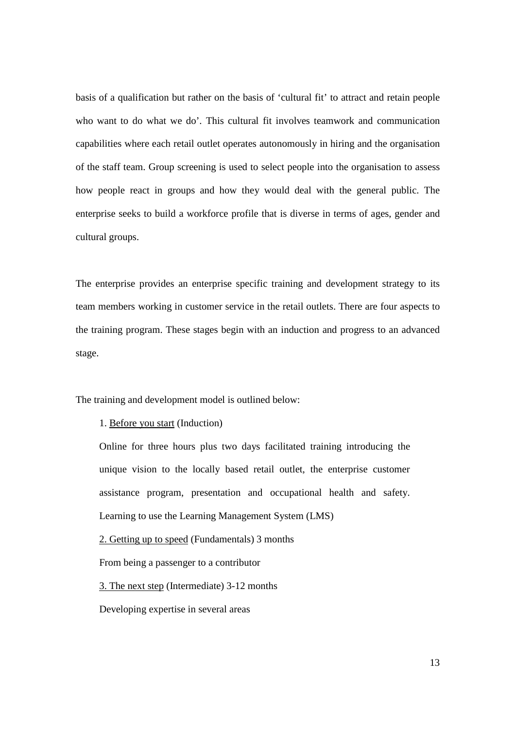basis of a qualification but rather on the basis of 'cultural fit' to attract and retain people who want to do what we do'. This cultural fit involves teamwork and communication capabilities where each retail outlet operates autonomously in hiring and the organisation of the staff team. Group screening is used to select people into the organisation to assess how people react in groups and how they would deal with the general public. The enterprise seeks to build a workforce profile that is diverse in terms of ages, gender and cultural groups.

The enterprise provides an enterprise specific training and development strategy to its team members working in customer service in the retail outlets. There are four aspects to the training program. These stages begin with an induction and progress to an advanced stage.

The training and development model is outlined below:

1. <u>Before you start</u> (Induction)

   Online for three hours plus two days facilitated training introducing the unique vision to the locally based retail outlet, the enterprise customer assistance program, presentation and occupational health and safety. Learning to use the Learning Management System (LMS)

2. <u>Getting up to speed</u> (Fundamentals) 3 months

   From being a passenger to a contributor

3. <u>The next step</u> (Intermediate) 3-12 months

   Developing expertise in several areas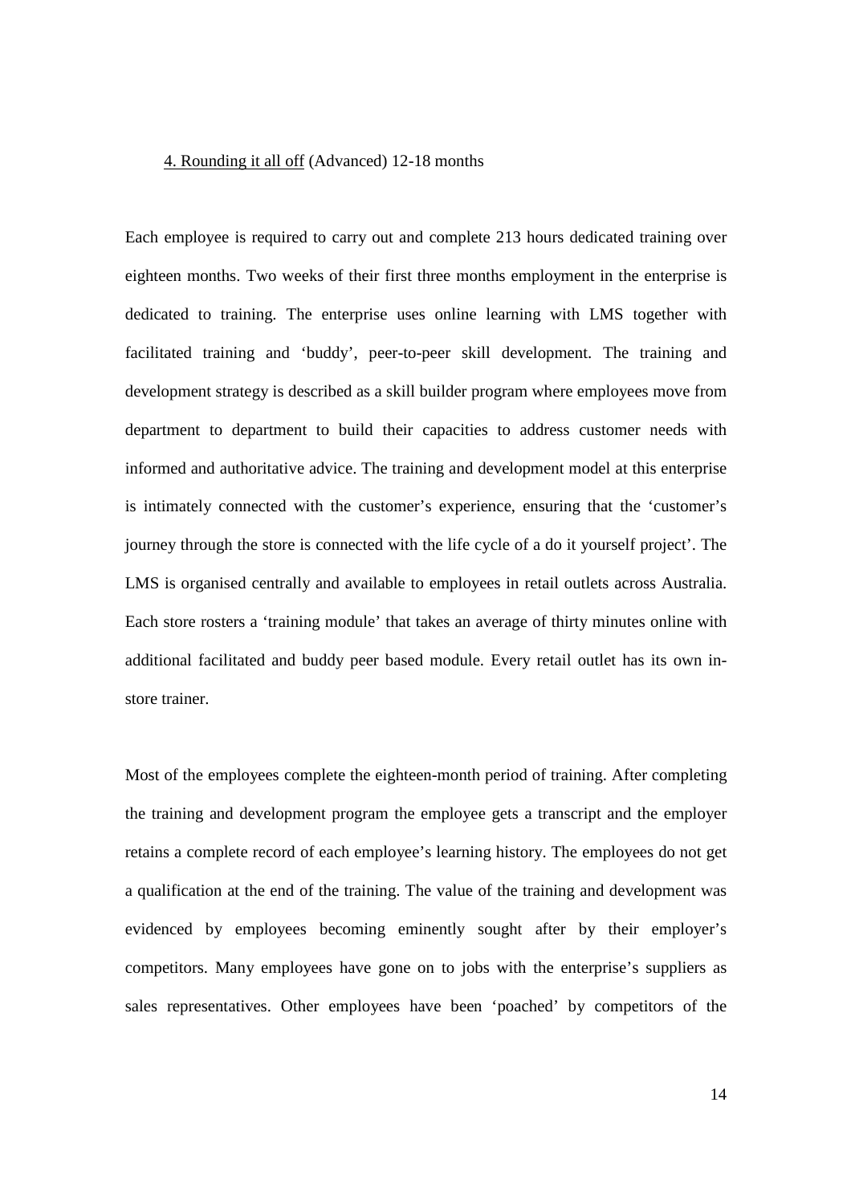<u>4. Rounding it all off</u> (Advanced) 12-18 months

Each employee is required to carry out and complete 213 hours dedicated training over eighteen months. Two weeks of their first three months employment in the enterprise is dedicated to training. The enterprise uses online learning with LMS together with facilitated training and 'buddy', peer-to-peer skill development. The training and development strategy is described as a skill builder program where employees move from department to department to build their capacities to address customer needs with informed and authoritative advice. The training and development model at this enterprise is intimately connected with the customer's experience, ensuring that the 'customer's journey through the store is connected with the life cycle of a do it yourself project'. The LMS is organised centrally and available to employees in retail outlets across Australia. Each store rosters a 'training module' that takes an average of thirty minutes online with additional facilitated and buddy peer based module. Every retail outlet has its own in-store trainer.

Most of the employees complete the eighteen-month period of training. After completing the training and development program the employee gets a transcript and the employer retains a complete record of each employee's learning history. The employees do not get a qualification at the end of the training. The value of the training and development was evidenced by employees becoming eminently sought after by their employer's competitors. Many employees have gone on to jobs with the enterprise's suppliers as sales representatives. Other employees have been 'poached' by competitors of the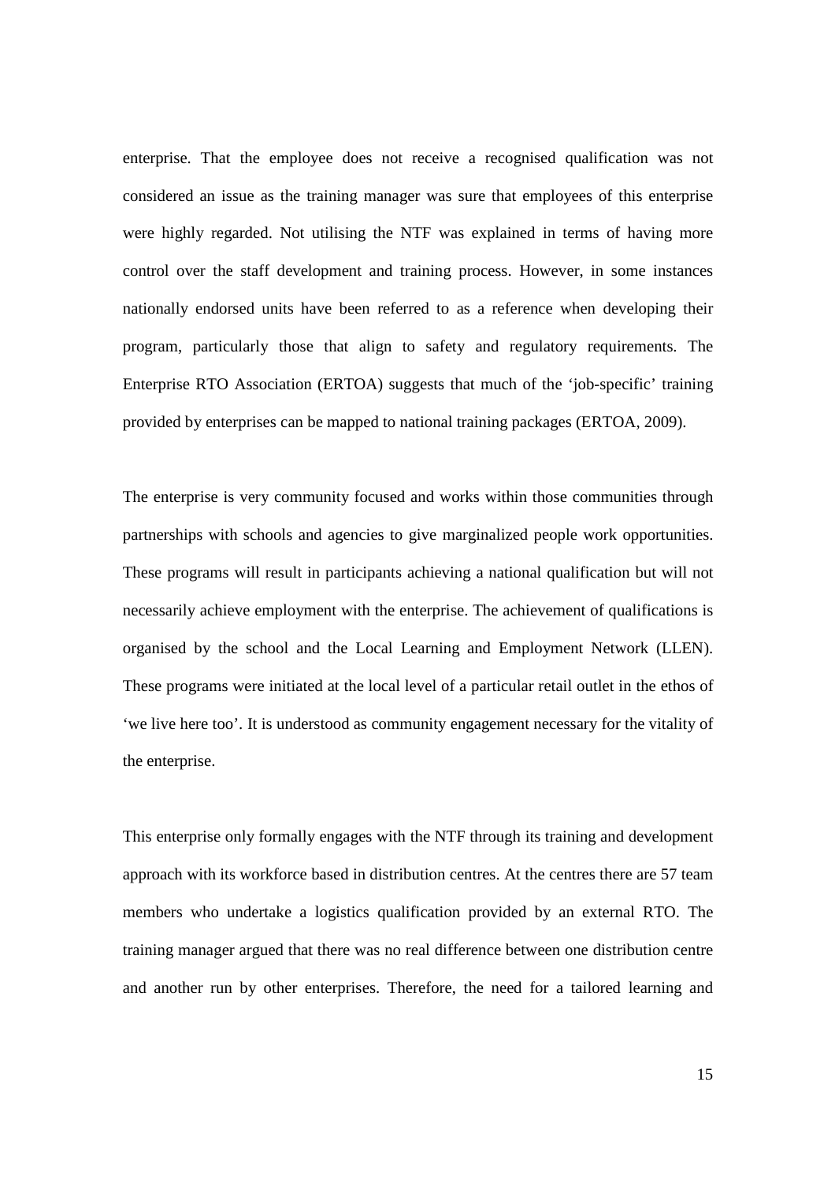enterprise. That the employee does not receive a recognised qualification was not considered an issue as the training manager was sure that employees of this enterprise were highly regarded. Not utilising the NTF was explained in terms of having more control over the staff development and training process. However, in some instances nationally endorsed units have been referred to as a reference when developing their program, particularly those that align to safety and regulatory requirements. The Enterprise RTO Association (ERTOA) suggests that much of the 'job-specific' training provided by enterprises can be mapped to national training packages (ERTOA, 2009).

The enterprise is very community focused and works within those communities through partnerships with schools and agencies to give marginalized people work opportunities. These programs will result in participants achieving a national qualification but will not necessarily achieve employment with the enterprise. The achievement of qualifications is organised by the school and the Local Learning and Employment Network (LLEN). These programs were initiated at the local level of a particular retail outlet in the ethos of 'we live here too'. It is understood as community engagement necessary for the vitality of the enterprise.

This enterprise only formally engages with the NTF through its training and development approach with its workforce based in distribution centres. At the centres there are 57 team members who undertake a logistics qualification provided by an external RTO. The training manager argued that there was no real difference between one distribution centre and another run by other enterprises. Therefore, the need for a tailored learning and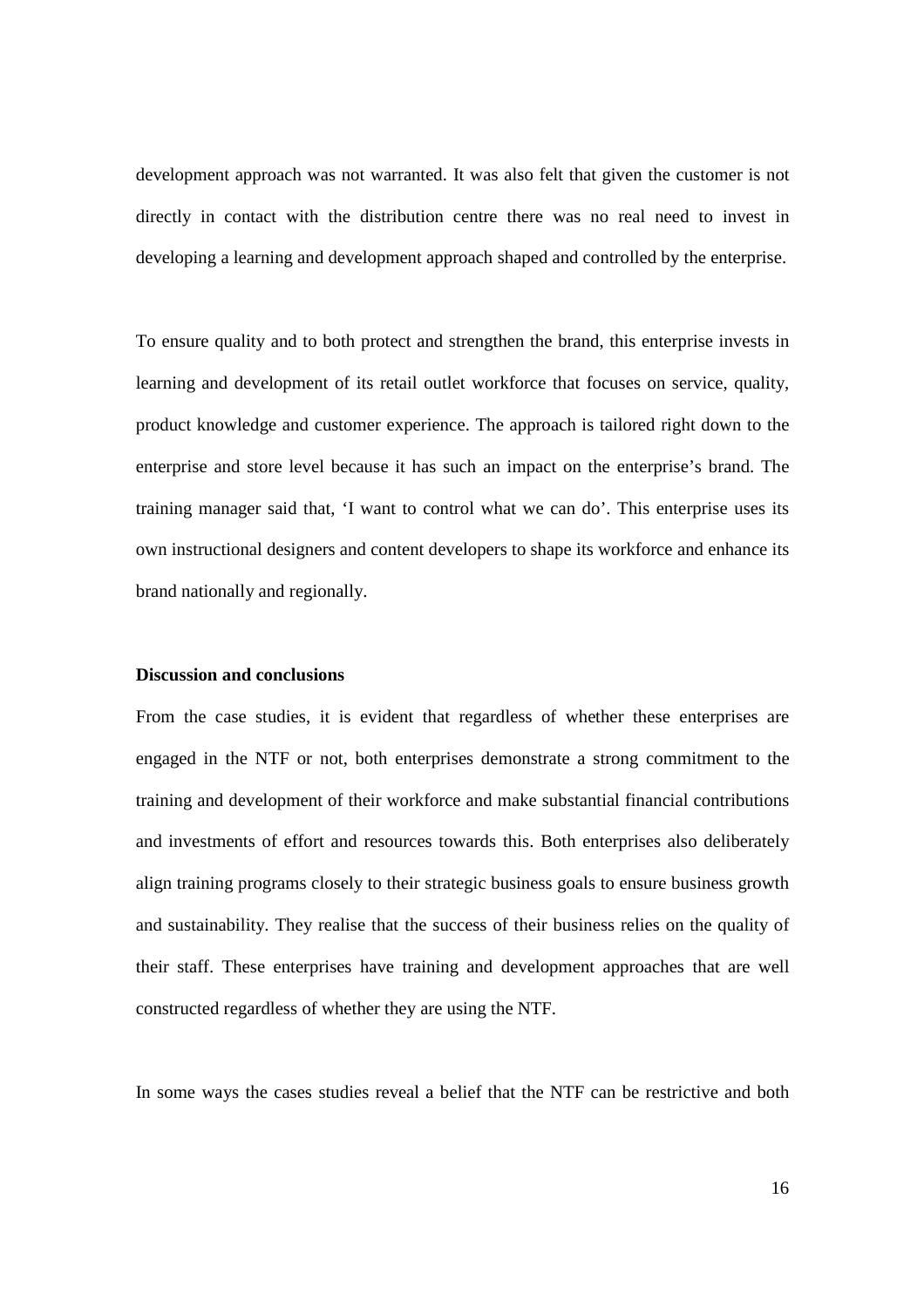development approach was not warranted. It was also felt that given the customer is not directly in contact with the distribution centre there was no real need to invest in developing a learning and development approach shaped and controlled by the enterprise.

To ensure quality and to both protect and strengthen the brand, this enterprise invests in learning and development of its retail outlet workforce that focuses on service, quality, product knowledge and customer experience. The approach is tailored right down to the enterprise and store level because it has such an impact on the enterprise's brand. The training manager said that, 'I want to control what we can do'. This enterprise uses its own instructional designers and content developers to shape its workforce and enhance its brand nationally and regionally.

**Discussion and conclusions**

From the case studies, it is evident that regardless of whether these enterprises are engaged in the NTF or not, both enterprises demonstrate a strong commitment to the training and development of their workforce and make substantial financial contributions and investments of effort and resources towards this. Both enterprises also deliberately align training programs closely to their strategic business goals to ensure business growth and sustainability. They realise that the success of their business relies on the quality of their staff. These enterprises have training and development approaches that are well constructed regardless of whether they are using the NTF.

In some ways the cases studies reveal a belief that the NTF can be restrictive and both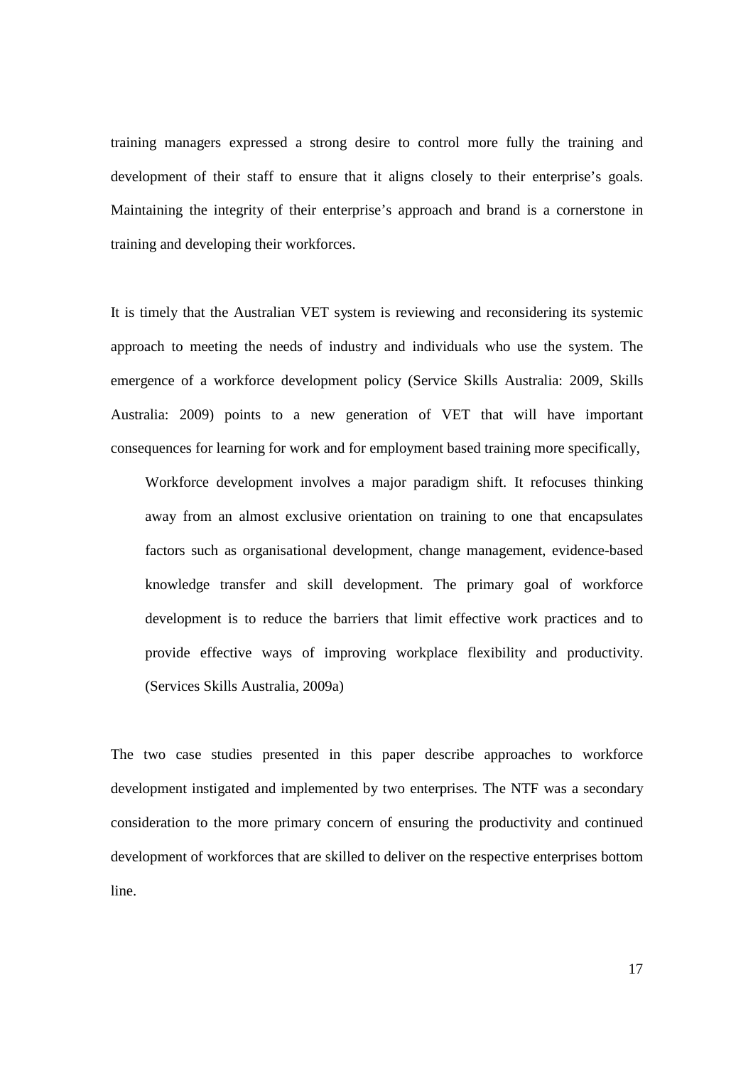training managers expressed a strong desire to control more fully the training and development of their staff to ensure that it aligns closely to their enterprise's goals. Maintaining the integrity of their enterprise's approach and brand is a cornerstone in training and developing their workforces.

It is timely that the Australian VET system is reviewing and reconsidering its systemic approach to meeting the needs of industry and individuals who use the system. The emergence of a workforce development policy (Service Skills Australia: 2009, Skills Australia: 2009) points to a new generation of VET that will have important consequences for learning for work and for employment based training more specifically,

> Workforce development involves a major paradigm shift. It refocuses thinking away from an almost exclusive orientation on training to one that encapsulates factors such as organisational development, change management, evidence-based knowledge transfer and skill development. The primary goal of workforce development is to reduce the barriers that limit effective work practices and to provide effective ways of improving workplace flexibility and productivity. (Services Skills Australia, 2009a)

The two case studies presented in this paper describe approaches to workforce development instigated and implemented by two enterprises. The NTF was a secondary consideration to the more primary concern of ensuring the productivity and continued development of workforces that are skilled to deliver on the respective enterprises bottom line.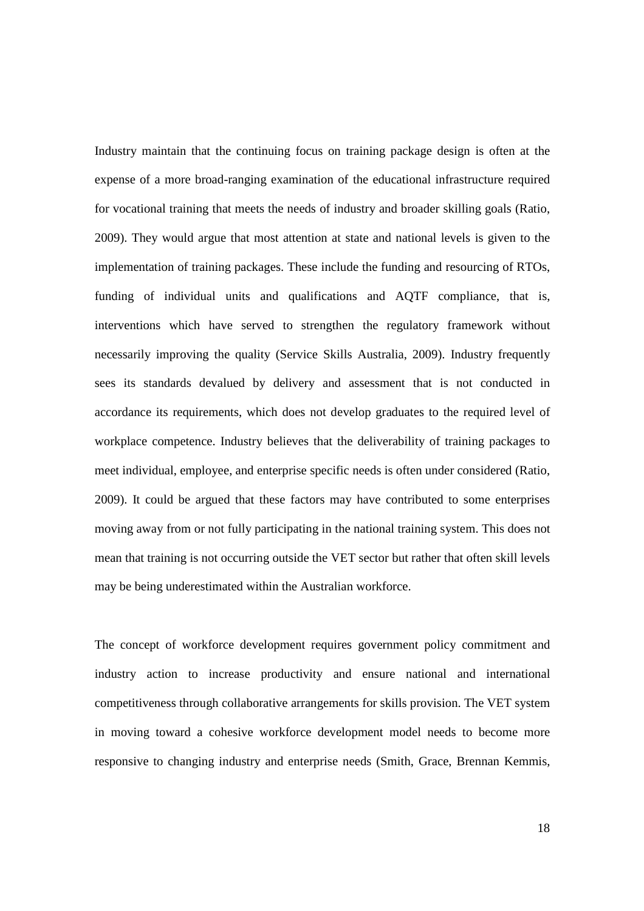Industry maintain that the continuing focus on training package design is often at the expense of a more broad-ranging examination of the educational infrastructure required for vocational training that meets the needs of industry and broader skilling goals (Ratio, 2009). They would argue that most attention at state and national levels is given to the implementation of training packages. These include the funding and resourcing of RTOs, funding of individual units and qualifications and AQTF compliance, that is, interventions which have served to strengthen the regulatory framework without necessarily improving the quality (Service Skills Australia, 2009). Industry frequently sees its standards devalued by delivery and assessment that is not conducted in accordance its requirements, which does not develop graduates to the required level of workplace competence. Industry believes that the deliverability of training packages to meet individual, employee, and enterprise specific needs is often under considered (Ratio, 2009). It could be argued that these factors may have contributed to some enterprises moving away from or not fully participating in the national training system. This does not mean that training is not occurring outside the VET sector but rather that often skill levels may be being underestimated within the Australian workforce.

The concept of workforce development requires government policy commitment and industry action to increase productivity and ensure national and international competitiveness through collaborative arrangements for skills provision. The VET system in moving toward a cohesive workforce development model needs to become more responsive to changing industry and enterprise needs (Smith, Grace, Brennan Kemmis,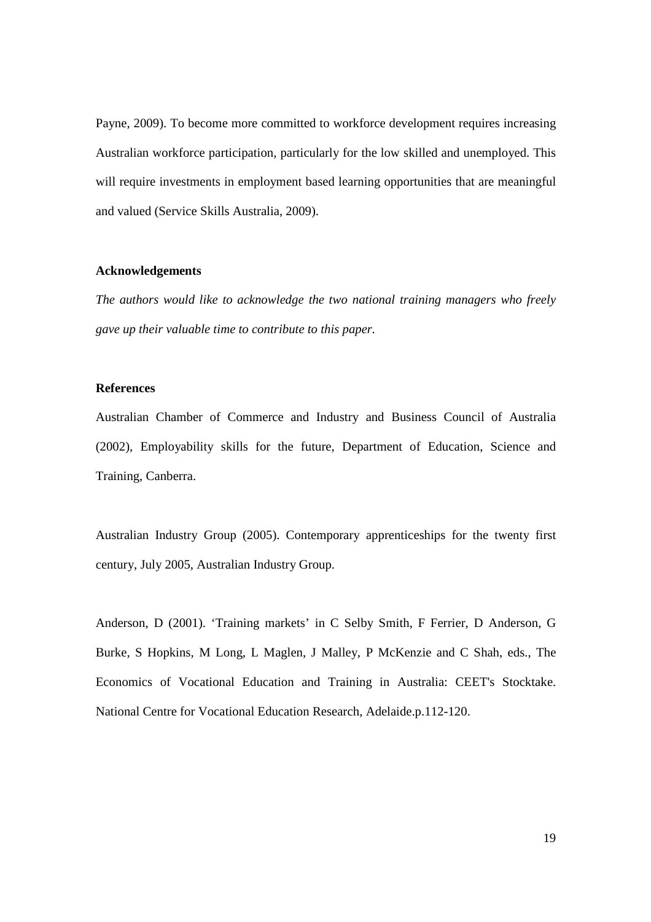Payne, 2009). To become more committed to workforce development requires increasing Australian workforce participation, particularly for the low skilled and unemployed. This will require investments in employment based learning opportunities that are meaningful and valued (Service Skills Australia, 2009).

## Acknowledgements

*The authors would like to acknowledge the two national training managers who freely gave up their valuable time to contribute to this paper.*

## References

Australian Chamber of Commerce and Industry and Business Council of Australia (2002), Employability skills for the future, Department of Education, Science and Training, Canberra.

Australian Industry Group (2005). Contemporary apprenticeships for the twenty first century, July 2005, Australian Industry Group.

Anderson, D (2001). 'Training markets' in C Selby Smith, F Ferrier, D Anderson, G Burke, S Hopkins, M Long, L Maglen, J Malley, P McKenzie and C Shah, eds., The Economics of Vocational Education and Training in Australia: CEET's Stocktake. National Centre for Vocational Education Research, Adelaide.p.112-120.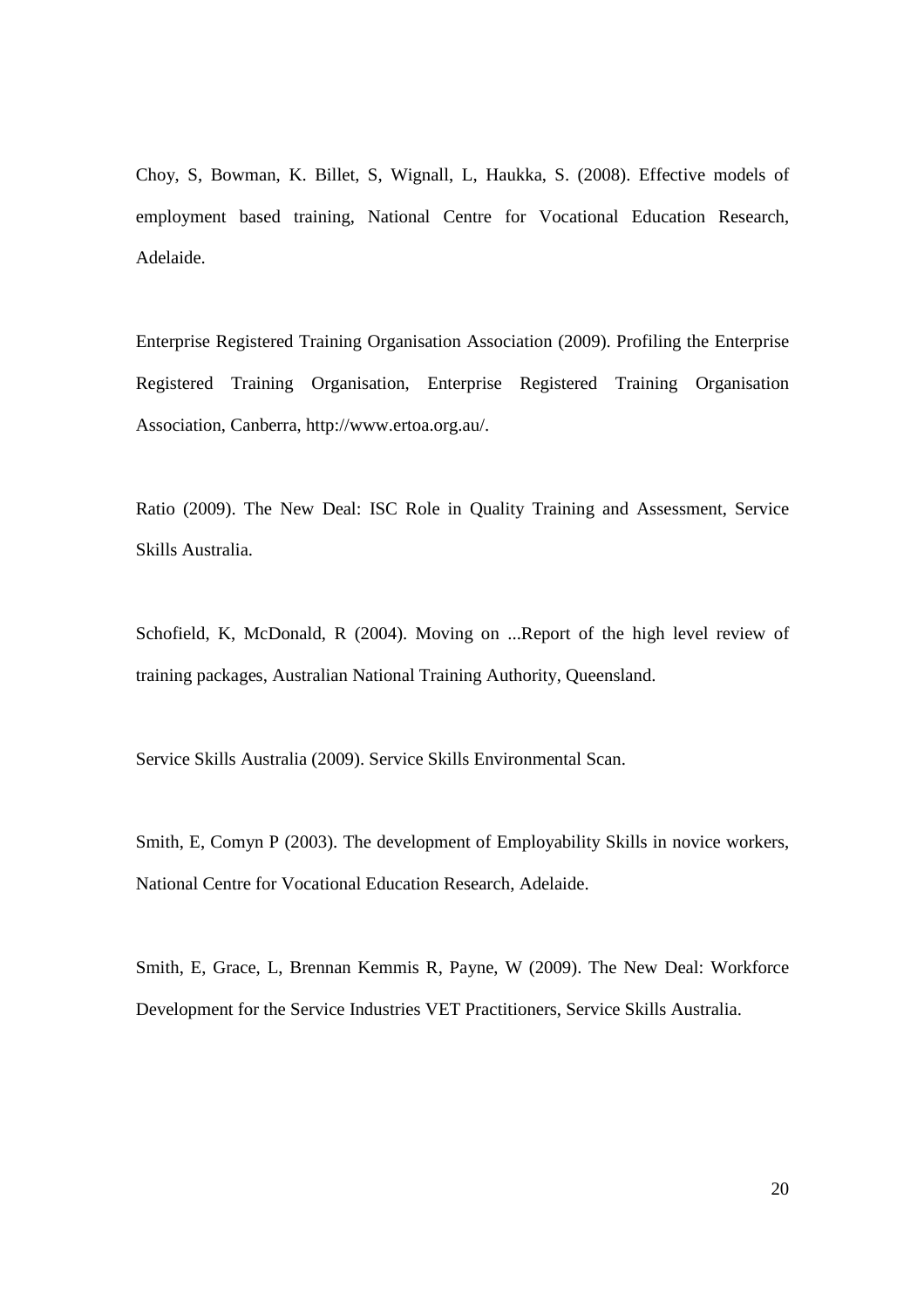Choy, S, Bowman, K. Billet, S, Wignall, L, Haukka, S. (2008). Effective models of employment based training, National Centre for Vocational Education Research, Adelaide.

Enterprise Registered Training Organisation Association (2009). Profiling the Enterprise Registered Training Organisation, Enterprise Registered Training Organisation Association, Canberra, http://www.ertoa.org.au/.

Ratio (2009). The New Deal: ISC Role in Quality Training and Assessment, Service Skills Australia.

Schofield, K, McDonald, R (2004). Moving on ...Report of the high level review of training packages, Australian National Training Authority, Queensland.

Service Skills Australia (2009). Service Skills Environmental Scan.

Smith, E, Comyn P (2003). The development of Employability Skills in novice workers, National Centre for Vocational Education Research, Adelaide.

Smith, E, Grace, L, Brennan Kemmis R, Payne, W (2009). The New Deal: Workforce Development for the Service Industries VET Practitioners, Service Skills Australia.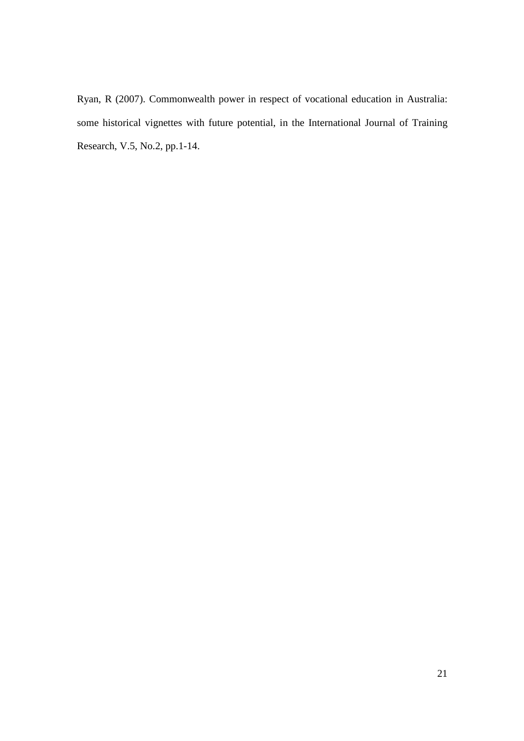Ryan, R (2007). Commonwealth power in respect of vocational education in Australia: some historical vignettes with future potential, in the International Journal of Training Research, V.5, No.2, pp.1-14.